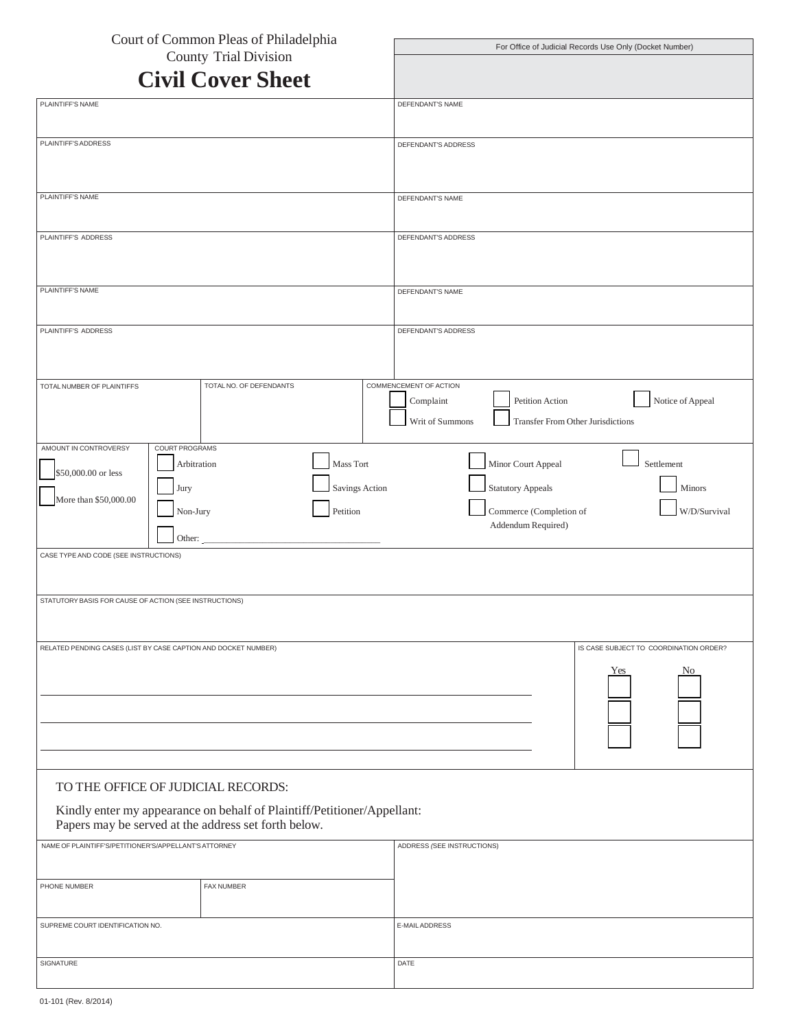Court of Common Pleas of Philadelphia
County Trial Division

# Civil Cover Sheet

| For Office of Judicial Records Use Only (Docket Number) |
|---|
| |

| PLAINTIFF'S NAME | DEFENDANT'S NAME |
|---|---|
| PLAINTIFF'S ADDRESS | DEFENDANT'S ADDRESS |
| PLAINTIFF'S NAME | DEFENDANT'S NAME |
| PLAINTIFF'S ADDRESS | DEFENDANT'S ADDRESS |
| PLAINTIFF'S NAME | DEFENDANT'S NAME |
| PLAINTIFF'S ADDRESS | DEFENDANT'S ADDRESS |

| TOTAL NUMBER OF PLAINTIFFS | TOTAL NO. OF DEFENDANTS | COMMENCEMENT OF ACTION |
|---|---|---|
| | | ☐ Complaint ☐ Petition Action ☐ Notice of Appeal<br>☐ Writ of Summons ☐ Transfer From Other Jurisdictions |

| AMOUNT IN CONTROVERSY | COURT PROGRAMS |
|---|---|
| ☐ $50,000.00 or less<br>☐ More than $50,000.00 | ☐ Arbitration ☐ Mass Tort ☐ Minor Court Appeal ☐ Settlement<br>☐ Jury ☐ Savings Action ☐ Statutory Appeals ☐ Minors<br>☐ Non-Jury ☐ Petition ☐ Commerce (Completion of Addendum Required) ☐ W/D/Survival<br>☐ Other: ______________________ |

CASE TYPE AND CODE (SEE INSTRUCTIONS)

STATUTORY BASIS FOR CAUSE OF ACTION (SEE INSTRUCTIONS)

| RELATED PENDING CASES (LIST BY CASE CAPTION AND DOCKET NUMBER) | IS CASE SUBJECT TO COORDINATION ORDER? | |
|---|---|---|
| | Yes | No |
| ______________________ | ☐ | ☐ |
| ______________________ | ☐ | ☐ |
| ______________________ | ☐ | ☐ |

TO THE OFFICE OF JUDICIAL RECORDS:

Kindly enter my appearance on behalf of Plaintiff/Petitioner/Appellant:
Papers may be served at the address set forth below.

| NAME OF PLAINTIFF'S/PETITIONER'S/APPELLANT'S ATTORNEY | | ADDRESS (SEE INSTRUCTIONS) |
|---|---|---|
| PHONE NUMBER | FAX NUMBER | |
| SUPREME COURT IDENTIFICATION NO. | | E-MAIL ADDRESS |
| SIGNATURE | | DATE |

01-101 (Rev. 8/2014)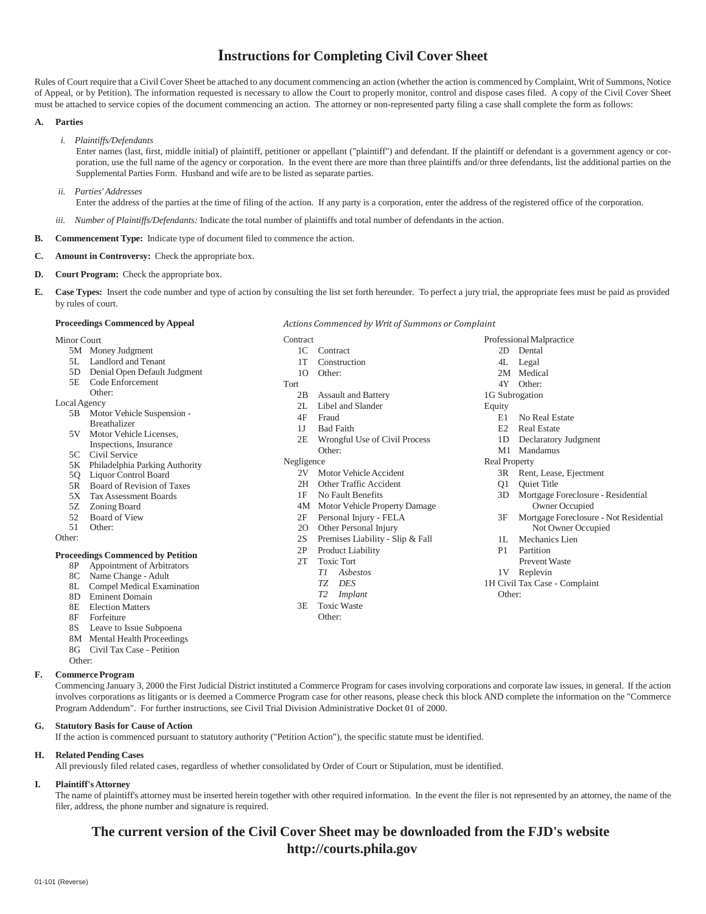# Instructions for Completing Civil Cover Sheet

Rules of Court require that a Civil Cover Sheet be attached to any document commencing an action (whether the action is commenced by Complaint, Writ of Summons, Notice of Appeal, or by Petition). The information requested is necessary to allow the Court to properly monitor, control and dispose cases filed. A copy of the Civil Cover Sheet must be attached to service copies of the document commencing an action. The attorney or non-represented party filing a case shall complete the form as follows:

**A. Parties**

*i. Plaintiffs/Defendants*

Enter names (last, first, middle initial) of plaintiff, petitioner or appellant ("plaintiff") and defendant. If the plaintiff or defendant is a government agency or corporation, use the full name of the agency or corporation. In the event there are more than three plaintiffs and/or three defendants, list the additional parties on the Supplemental Parties Form. Husband and wife are to be listed as separate parties.

*ii. Parties' Addresses*

Enter the address of the parties at the time of filing of the action. If any party is a corporation, enter the address of the registered office of the corporation.

*iii. Number of Plaintiffs/Defendants:* Indicate the total number of plaintiffs and total number of defendants in the action.

**B. Commencement Type:** Indicate type of document filed to commence the action.

**C. Amount in Controversy:** Check the appropriate box.

**D. Court Program:** Check the appropriate box.

**E. Case Types:** Insert the code number and type of action by consulting the list set forth hereunder. To perfect a jury trial, the appropriate fees must be paid as provided by rules of court.

**Proceedings Commenced by Appeal**

Minor Court
- 5M Money Judgment
- 5L Landlord and Tenant
- 5D Denial Open Default Judgment
- 5E Code Enforcement
- Other:

Local Agency
- 5B Motor Vehicle Suspension - Breathalizer
- 5V Motor Vehicle Licenses, Inspections, Insurance
- 5C Civil Service
- 5K Philadelphia Parking Authority
- 5Q Liquor Control Board
- 5R Board of Revision of Taxes
- 5X Tax Assessment Boards
- 5Z Zoning Board
- 52 Board of View
- 51 Other:

Other:

**Proceedings Commenced by Petition**
- 8P Appointment of Arbitrators
- 8C Name Change - Adult
- 8L Compel Medical Examination
- 8D Eminent Domain
- 8E Election Matters
- 8F Forfeiture
- 8S Leave to Issue Subpoena
- 8M Mental Health Proceedings
- 8G Civil Tax Case - Petition
- Other:

*Actions Commenced by Writ of Summons or Complaint*

Contract
- 1C Contract
- 1T Construction
- 1O Other:

Tort
- 2B Assault and Battery
- 2L Libel and Slander
- 4F Fraud
- 1J Bad Faith
- 2E Wrongful Use of Civil Process
- Other:

Negligence
- 2V Motor Vehicle Accident
- 2H Other Traffic Accident
- 1F No Fault Benefits
- 4M Motor Vehicle Property Damage
- 2F Personal Injury - FELA
- 2O Other Personal Injury
- 2S Premises Liability - Slip & Fall
- 2P Product Liability
- 2T Toxic Tort
  - *T1 Asbestos*
  - *TZ DES*
  - *T2 Implant*
- 3E Toxic Waste
- Other:

Professional Malpractice
- 2D Dental
- 4L Legal
- 2M Medical
- 4Y Other:

1G Subrogation

Equity
- E1 No Real Estate
- E2 Real Estate
- 1D Declaratory Judgment
- M1 Mandamus

Real Property
- 3R Rent, Lease, Ejectment
- Q1 Quiet Title
- 3D Mortgage Foreclosure - Residential Owner Occupied
- 3F Mortgage Foreclosure - Not Residential Not Owner Occupied
- 1L Mechanics Lien
- P1 Partition
- Prevent Waste
- 1V Replevin

1H Civil Tax Case - Complaint

Other:

**F. Commerce Program**

Commencing January 3, 2000 the First Judicial District instituted a Commerce Program for cases involving corporations and corporate law issues, in general. If the action involves corporations as litigants or is deemed a Commerce Program case for other reasons, please check this block AND complete the information on the "Commerce Program Addendum". For further instructions, see Civil Trial Division Administrative Docket 01 of 2000.

**G. Statutory Basis for Cause of Action**

If the action is commenced pursuant to statutory authority ("Petition Action"), the specific statute must be identified.

**H. Related Pending Cases**

All previously filed related cases, regardless of whether consolidated by Order of Court or Stipulation, must be identified.

**I. Plaintiff's Attorney**

The name of plaintiff's attorney must be inserted herein together with other required information. In the event the filer is not represented by an attorney, the name of the filer, address, the phone number and signature is required.

## The current version of the Civil Cover Sheet may be downloaded from the FJD's website http://courts.phila.gov

01-101 (Reverse)